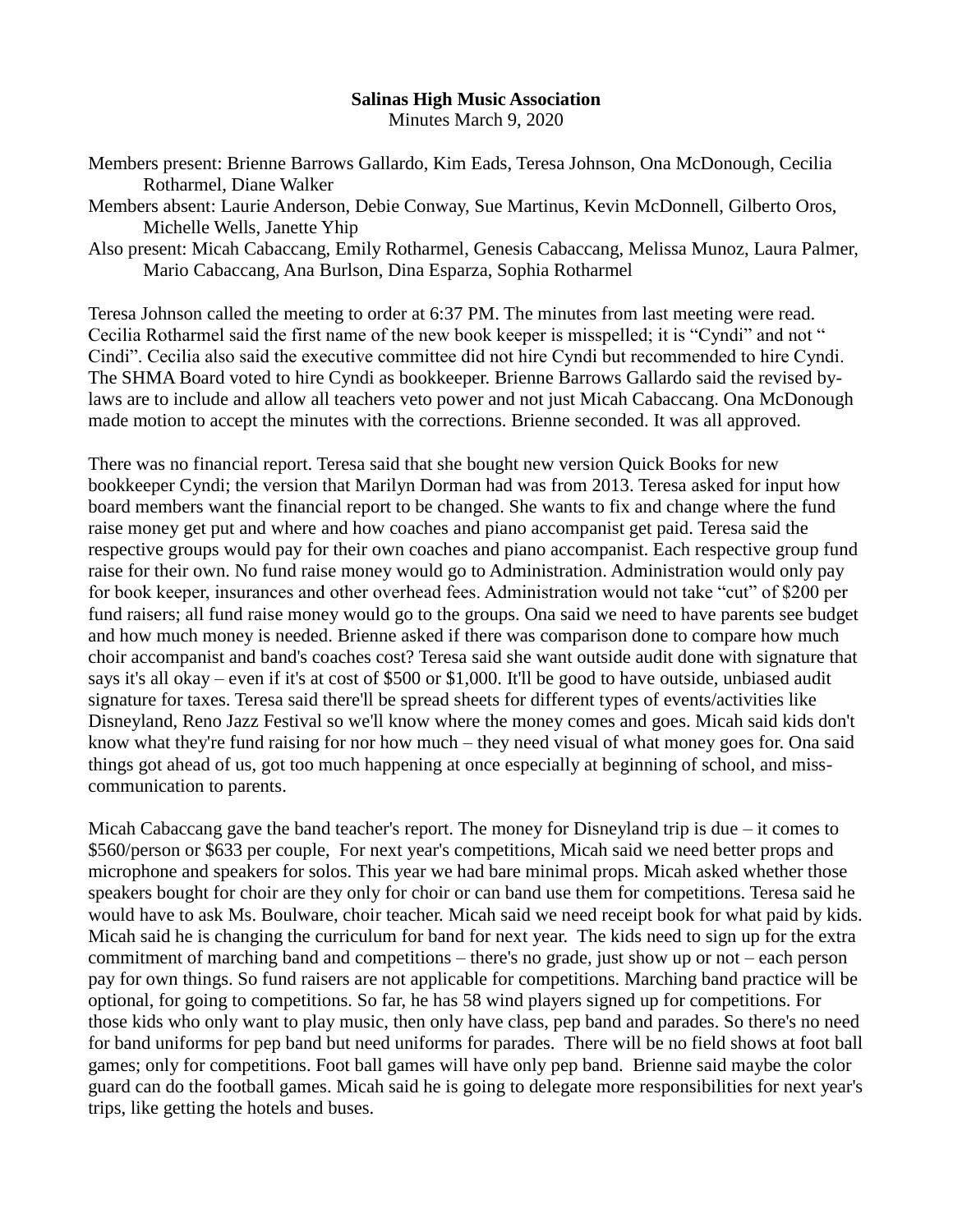**Salinas High Music Association**

Minutes March 9, 2020

Members present: Brienne Barrows Gallardo, Kim Eads, Teresa Johnson, Ona McDonough, Cecilia Rotharmel, Diane Walker

Members absent: Laurie Anderson, Debie Conway, Sue Martinus, Kevin McDonnell, Gilberto Oros, Michelle Wells, Janette Yhip

Also present: Micah Cabaccang, Emily Rotharmel, Genesis Cabaccang, Melissa Munoz, Laura Palmer, Mario Cabaccang, Ana Burlson, Dina Esparza, Sophia Rotharmel

Teresa Johnson called the meeting to order at 6:37 PM. The minutes from last meeting were read. Cecilia Rotharmel said the first name of the new book keeper is misspelled; it is "Cyndi" and not " Cindi". Cecilia also said the executive committee did not hire Cyndi but recommended to hire Cyndi. The SHMA Board voted to hire Cyndi as bookkeeper. Brienne Barrows Gallardo said the revised by-laws are to include and allow all teachers veto power and not just Micah Cabaccang. Ona McDonough made motion to accept the minutes with the corrections. Brienne seconded. It was all approved.

There was no financial report. Teresa said that she bought new version Quick Books for new bookkeeper Cyndi; the version that Marilyn Dorman had was from 2013. Teresa asked for input how board members want the financial report to be changed. She wants to fix and change where the fund raise money get put and where and how coaches and piano accompanist get paid. Teresa said the respective groups would pay for their own coaches and piano accompanist. Each respective group fund raise for their own. No fund raise money would go to Administration. Administration would only pay for book keeper, insurances and other overhead fees. Administration would not take "cut" of $200 per fund raisers; all fund raise money would go to the groups. Ona said we need to have parents see budget and how much money is needed. Brienne asked if there was comparison done to compare how much choir accompanist and band's coaches cost? Teresa said she want outside audit done with signature that says it's all okay – even if it's at cost of $500 or $1,000. It'll be good to have outside, unbiased audit signature for taxes. Teresa said there'll be spread sheets for different types of events/activities like Disneyland, Reno Jazz Festival so we'll know where the money comes and goes. Micah said kids don't know what they're fund raising for nor how much – they need visual of what money goes for. Ona said things got ahead of us, got too much happening at once especially at beginning of school, and miss-communication to parents.

Micah Cabaccang gave the band teacher's report. The money for Disneyland trip is due – it comes to $560/person or $633 per couple, For next year's competitions, Micah said we need better props and microphone and speakers for solos. This year we had bare minimal props. Micah asked whether those speakers bought for choir are they only for choir or can band use them for competitions. Teresa said he would have to ask Ms. Boulware, choir teacher. Micah said we need receipt book for what paid by kids. Micah said he is changing the curriculum for band for next year. The kids need to sign up for the extra commitment of marching band and competitions – there's no grade, just show up or not – each person pay for own things. So fund raisers are not applicable for competitions. Marching band practice will be optional, for going to competitions. So far, he has 58 wind players signed up for competitions. For those kids who only want to play music, then only have class, pep band and parades. So there's no need for band uniforms for pep band but need uniforms for parades. There will be no field shows at foot ball games; only for competitions. Foot ball games will have only pep band. Brienne said maybe the color guard can do the football games. Micah said he is going to delegate more responsibilities for next year's trips, like getting the hotels and buses.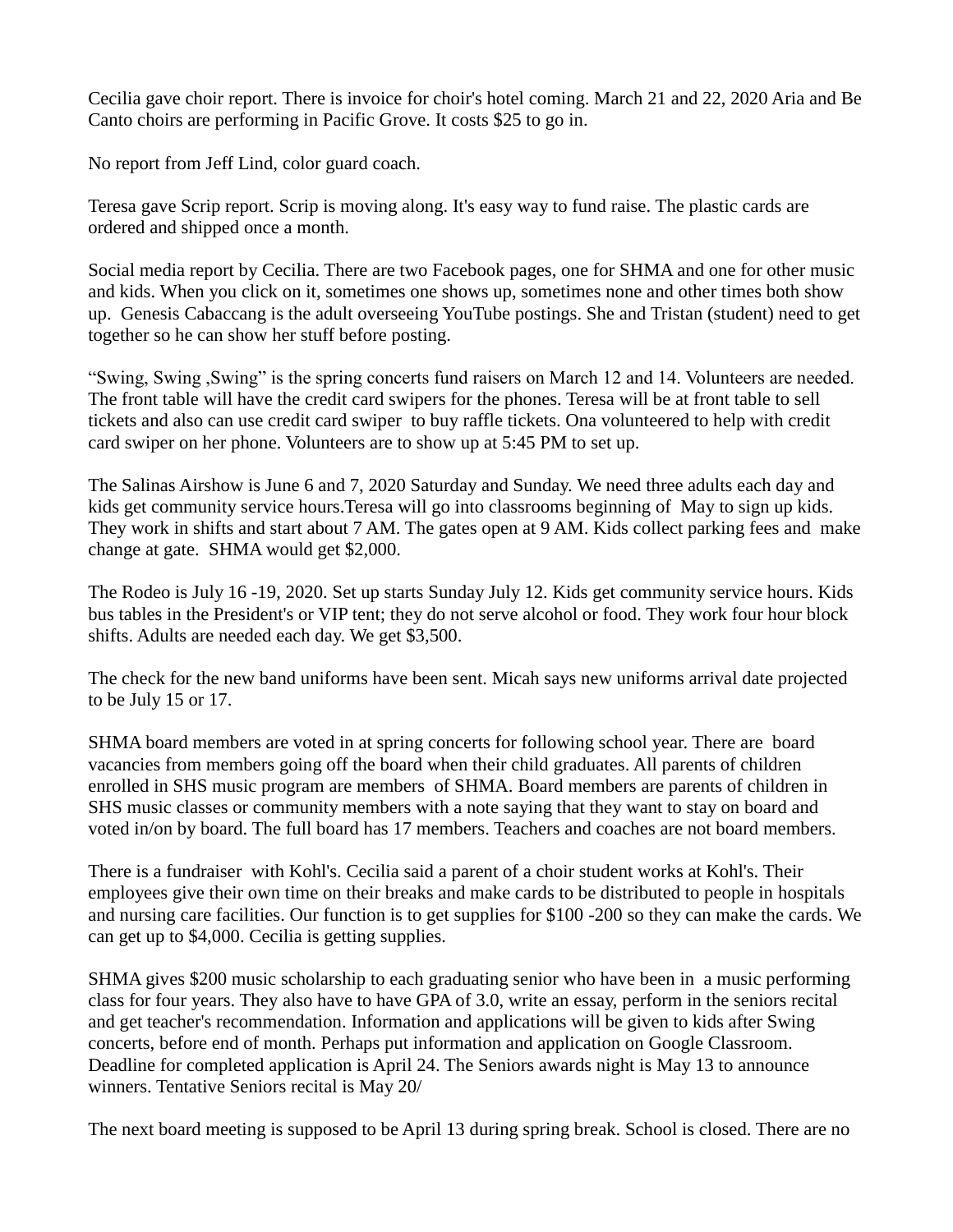Cecilia gave choir report. There is invoice for choir's hotel coming. March 21 and 22, 2020 Aria and Be Canto choirs are performing in Pacific Grove. It costs $25 to go in.

No report from Jeff Lind, color guard coach.

Teresa gave Scrip report. Scrip is moving along. It's easy way to fund raise. The plastic cards are ordered and shipped once a month.

Social media report by Cecilia. There are two Facebook pages, one for SHMA and one for other music and kids. When you click on it, sometimes one shows up, sometimes none and other times both show up. Genesis Cabaccang is the adult overseeing YouTube postings. She and Tristan (student) need to get together so he can show her stuff before posting.

"Swing, Swing ,Swing" is the spring concerts fund raisers on March 12 and 14. Volunteers are needed. The front table will have the credit card swipers for the phones. Teresa will be at front table to sell tickets and also can use credit card swiper to buy raffle tickets. Ona volunteered to help with credit card swiper on her phone. Volunteers are to show up at 5:45 PM to set up.

The Salinas Airshow is June 6 and 7, 2020 Saturday and Sunday. We need three adults each day and kids get community service hours.Teresa will go into classrooms beginning of May to sign up kids. They work in shifts and start about 7 AM. The gates open at 9 AM. Kids collect parking fees and make change at gate. SHMA would get $2,000.

The Rodeo is July 16 -19, 2020. Set up starts Sunday July 12. Kids get community service hours. Kids bus tables in the President's or VIP tent; they do not serve alcohol or food. They work four hour block shifts. Adults are needed each day. We get $3,500.

The check for the new band uniforms have been sent. Micah says new uniforms arrival date projected to be July 15 or 17.

SHMA board members are voted in at spring concerts for following school year. There are board vacancies from members going off the board when their child graduates. All parents of children enrolled in SHS music program are members of SHMA. Board members are parents of children in SHS music classes or community members with a note saying that they want to stay on board and voted in/on by board. The full board has 17 members. Teachers and coaches are not board members.

There is a fundraiser with Kohl's. Cecilia said a parent of a choir student works at Kohl's. Their employees give their own time on their breaks and make cards to be distributed to people in hospitals and nursing care facilities. Our function is to get supplies for $100 -200 so they can make the cards. We can get up to $4,000. Cecilia is getting supplies.

SHMA gives $200 music scholarship to each graduating senior who have been in a music performing class for four years. They also have to have GPA of 3.0, write an essay, perform in the seniors recital and get teacher's recommendation. Information and applications will be given to kids after Swing concerts, before end of month. Perhaps put information and application on Google Classroom. Deadline for completed application is April 24. The Seniors awards night is May 13 to announce winners. Tentative Seniors recital is May 20/

The next board meeting is supposed to be April 13 during spring break. School is closed. There are no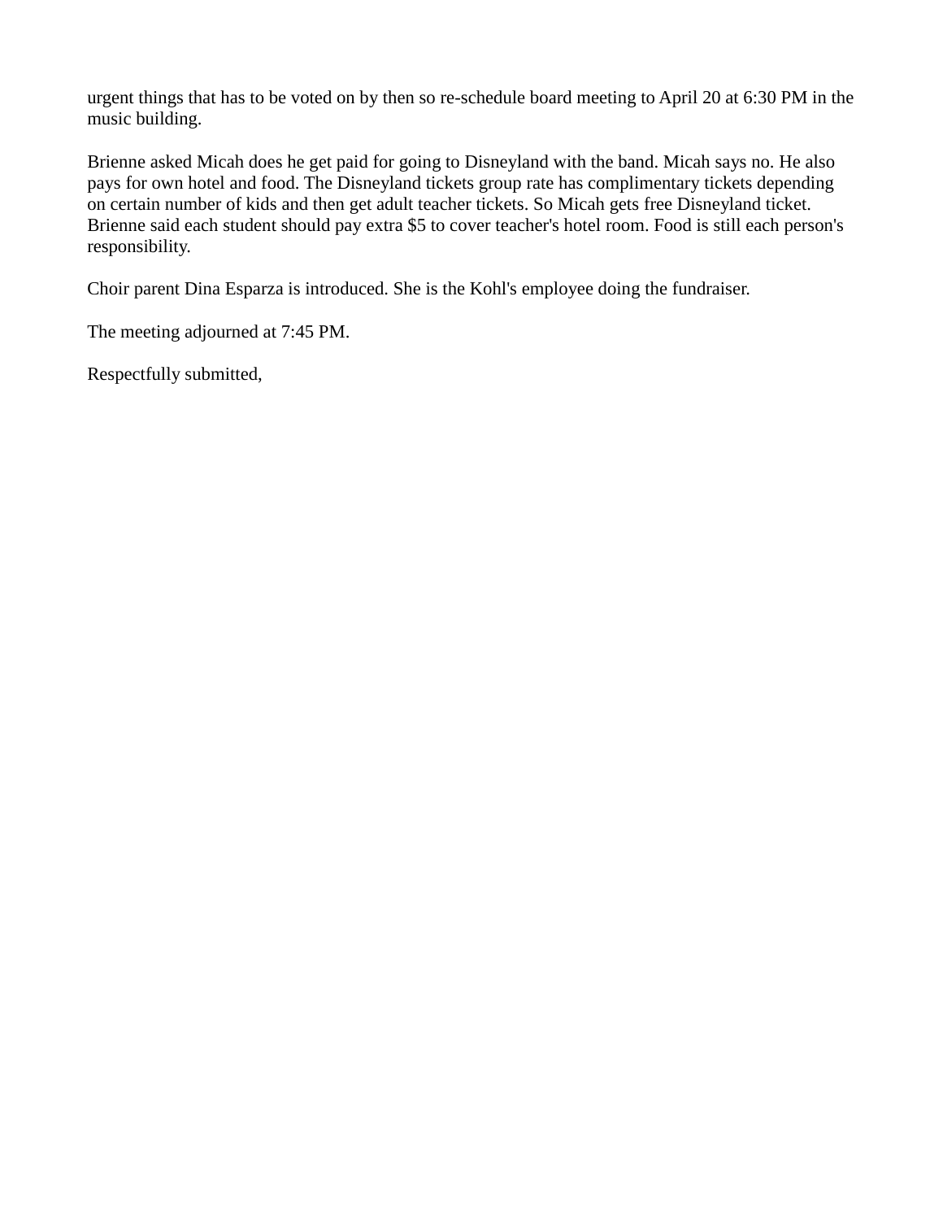urgent things that has to be voted on by then so re-schedule board meeting to April 20 at 6:30 PM in the music building.

Brienne asked Micah does he get paid for going to Disneyland with the band. Micah says no. He also pays for own hotel and food. The Disneyland tickets group rate has complimentary tickets depending on certain number of kids and then get adult teacher tickets. So Micah gets free Disneyland ticket. Brienne said each student should pay extra $5 to cover teacher's hotel room. Food is still each person's responsibility.

Choir parent Dina Esparza is introduced. She is the Kohl's employee doing the fundraiser.

The meeting adjourned at 7:45 PM.

Respectfully submitted,